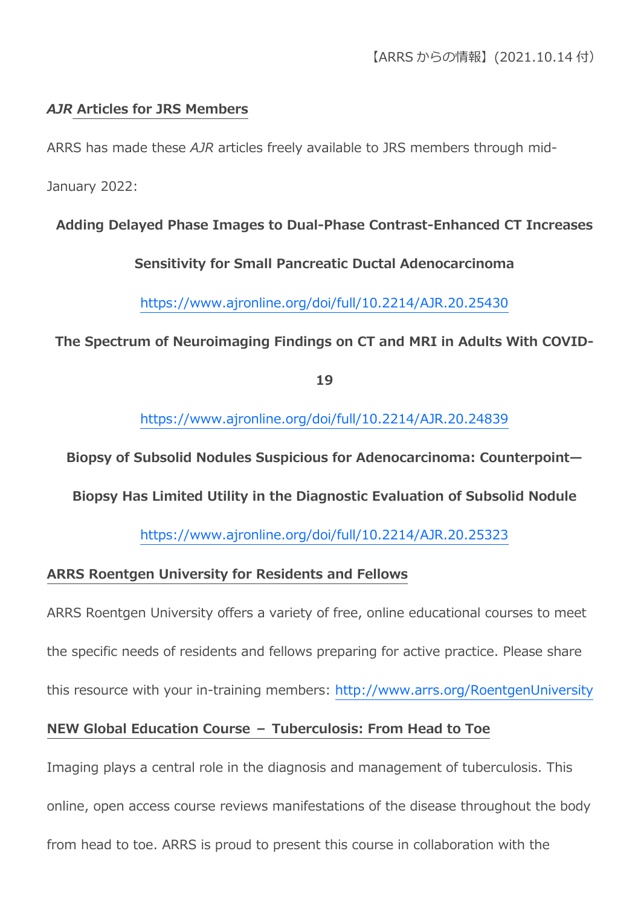【ARRS からの情報】(2021.10.14 付)

## *AJR* Articles for JRS Members

ARRS has made these *AJR* articles freely available to JRS members through mid-January 2022:

**Adding Delayed Phase Images to Dual-Phase Contrast-Enhanced CT Increases Sensitivity for Small Pancreatic Ductal Adenocarcinoma**

https://www.ajronline.org/doi/full/10.2214/AJR.20.25430

**The Spectrum of Neuroimaging Findings on CT and MRI in Adults With COVID-19**

https://www.ajronline.org/doi/full/10.2214/AJR.20.24839

**Biopsy of Subsolid Nodules Suspicious for Adenocarcinoma: Counterpoint—Biopsy Has Limited Utility in the Diagnostic Evaluation of Subsolid Nodule**

https://www.ajronline.org/doi/full/10.2214/AJR.20.25323

## ARRS Roentgen University for Residents and Fellows

ARRS Roentgen University offers a variety of free, online educational courses to meet the specific needs of residents and fellows preparing for active practice. Please share this resource with your in-training members: http://www.arrs.org/RoentgenUniversity

## NEW Global Education Course – Tuberculosis: From Head to Toe

Imaging plays a central role in the diagnosis and management of tuberculosis. This online, open access course reviews manifestations of the disease throughout the body from head to toe. ARRS is proud to present this course in collaboration with the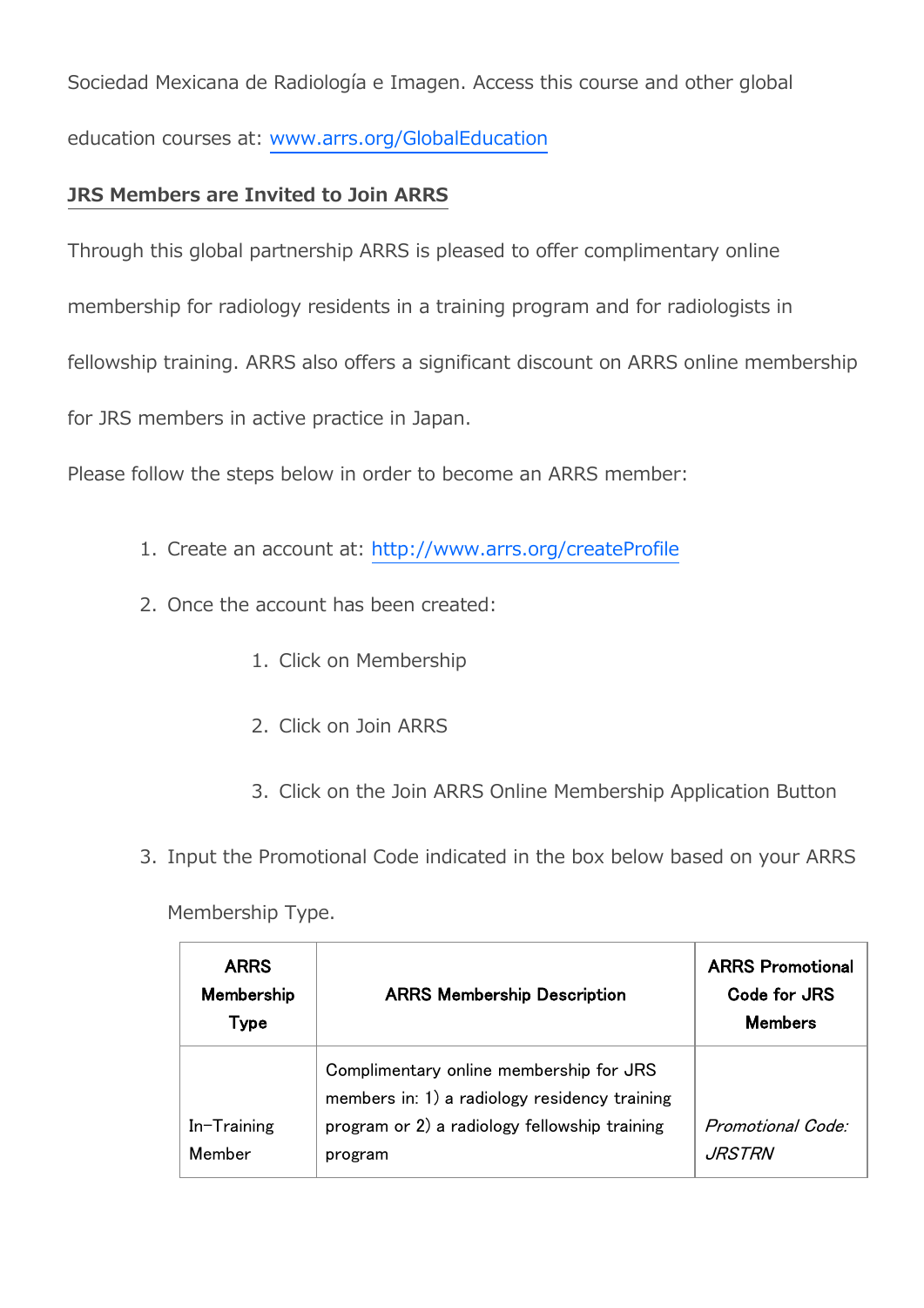Sociedad Mexicana de Radiología e Imagen. Access this course and other global education courses at: [www.arrs.org/GlobalEducation](http://www.arrs.org/GlobalEducation)

**JRS Members are Invited to Join ARRS**

Through this global partnership ARRS is pleased to offer complimentary online membership for radiology residents in a training program and for radiologists in fellowship training. ARRS also offers a significant discount on ARRS online membership for JRS members in active practice in Japan.

Please follow the steps below in order to become an ARRS member:

1. Create an account at: [http://www.arrs.org/createProfile](http://www.arrs.org/createProfile)
2. Once the account has been created:
   1. Click on Membership
   2. Click on Join ARRS
   3. Click on the Join ARRS Online Membership Application Button
3. Input the Promotional Code indicated in the box below based on your ARRS Membership Type.

| ARRS Membership Type | ARRS Membership Description | ARRS Promotional Code for JRS Members |
|---|---|---|
| In-Training Member | Complimentary online membership for JRS members in: 1) a radiology residency training program or 2) a radiology fellowship training program | *Promotional Code: JRSTRN* |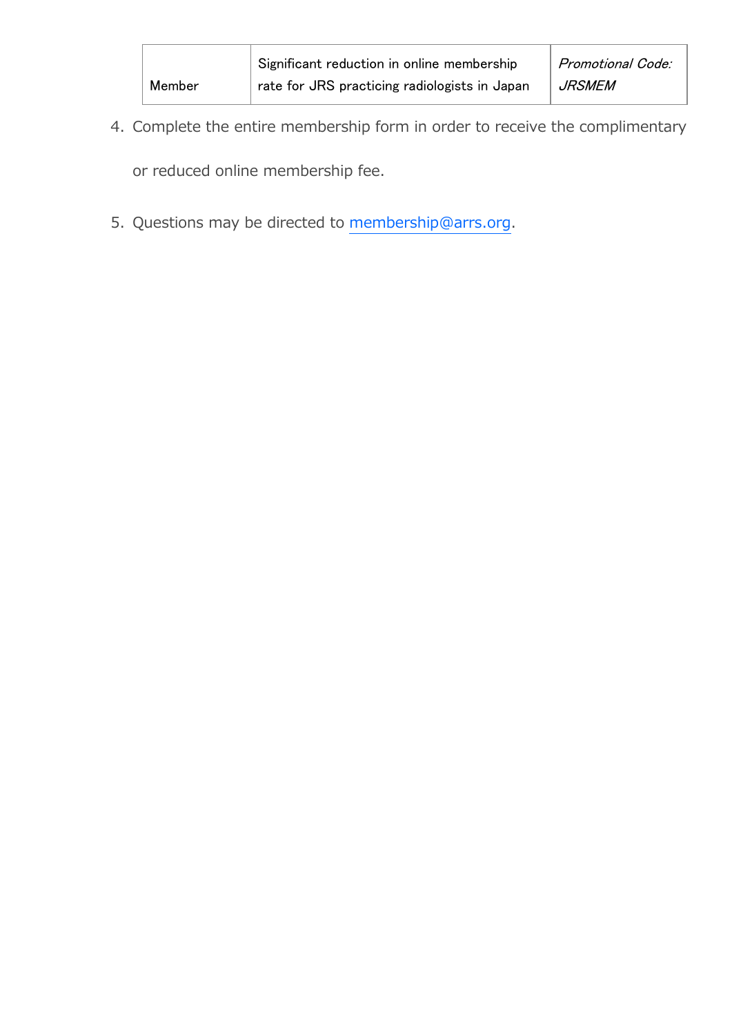| | | |
|---|---|---|
| Member | Significant reduction in online membership rate for JRS practicing radiologists in Japan | *Promotional Code: JRSMEM* |

4. Complete the entire membership form in order to receive the complimentary or reduced online membership fee.

5. Questions may be directed to membership@arrs.org.